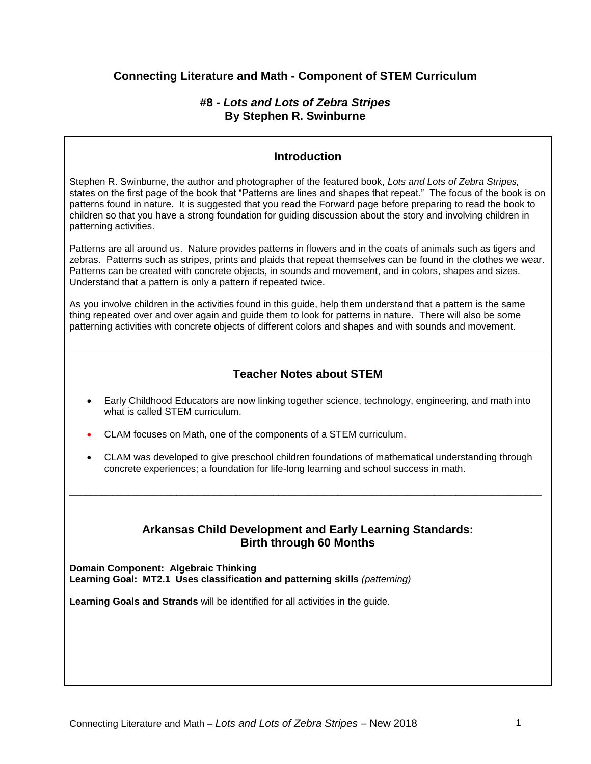# Connecting Literature and Math - Component of STEM Curriculum

## #8 - *Lots and Lots of Zebra Stripes*
## By Stephen R. Swinburne

### Introduction

Stephen R. Swinburne, the author and photographer of the featured book, *Lots and Lots of Zebra Stripes,* states on the first page of the book that "Patterns are lines and shapes that repeat." The focus of the book is on patterns found in nature. It is suggested that you read the Forward page before preparing to read the book to children so that you have a strong foundation for guiding discussion about the story and involving children in patterning activities.

Patterns are all around us. Nature provides patterns in flowers and in the coats of animals such as tigers and zebras. Patterns such as stripes, prints and plaids that repeat themselves can be found in the clothes we wear. Patterns can be created with concrete objects, in sounds and movement, and in colors, shapes and sizes. Understand that a pattern is only a pattern if repeated twice.

As you involve children in the activities found in this guide, help them understand that a pattern is the same thing repeated over and over again and guide them to look for patterns in nature. There will also be some patterning activities with concrete objects of different colors and shapes and with sounds and movement.

### Teacher Notes about STEM

- Early Childhood Educators are now linking together science, technology, engineering, and math into what is called STEM curriculum.
- CLAM focuses on Math, one of the components of a STEM curriculum.
- CLAM was developed to give preschool children foundations of mathematical understanding through concrete experiences; a foundation for life-long learning and school success in math.

---

### Arkansas Child Development and Early Learning Standards: Birth through 60 Months

**Domain Component: Algebraic Thinking**
**Learning Goal: MT2.1 Uses classification and patterning skills** *(patterning)*

**Learning Goals and Strands** will be identified for all activities in the guide.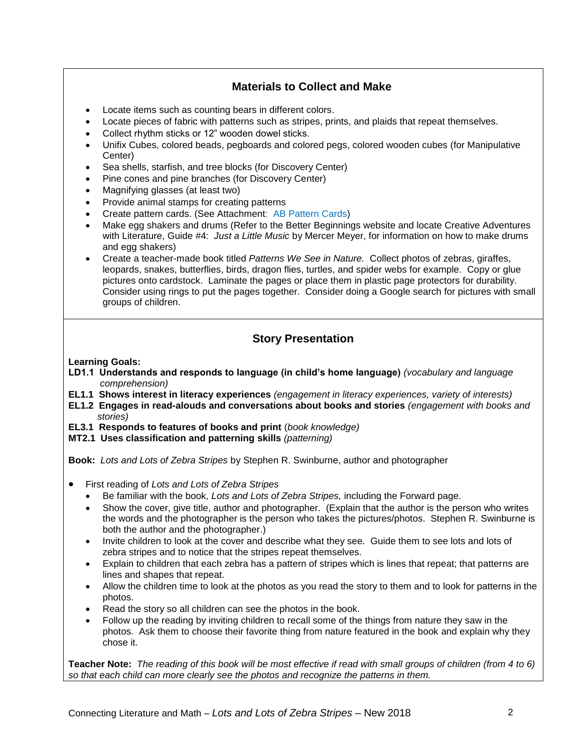## Materials to Collect and Make

- Locate items such as counting bears in different colors.
- Locate pieces of fabric with patterns such as stripes, prints, and plaids that repeat themselves.
- Collect rhythm sticks or 12" wooden dowel sticks.
- Unifix Cubes, colored beads, pegboards and colored pegs, colored wooden cubes (for Manipulative Center)
- Sea shells, starfish, and tree blocks (for Discovery Center)
- Pine cones and pine branches (for Discovery Center)
- Magnifying glasses (at least two)
- Provide animal stamps for creating patterns
- Create pattern cards. (See Attachment: AB Pattern Cards)
- Make egg shakers and drums (Refer to the Better Beginnings website and locate Creative Adventures with Literature, Guide #4: *Just a Little Music* by Mercer Meyer, for information on how to make drums and egg shakers)
- Create a teacher-made book titled *Patterns We See in Nature.* Collect photos of zebras, giraffes, leopards, snakes, butterflies, birds, dragon flies, turtles, and spider webs for example. Copy or glue pictures onto cardstock. Laminate the pages or place them in plastic page protectors for durability. Consider using rings to put the pages together. Consider doing a Google search for pictures with small groups of children.

## Story Presentation

**Learning Goals:**

**LD1.1 Understands and responds to language (in child's home language)** *(vocabulary and language comprehension)*
**EL1.1 Shows interest in literacy experiences** *(engagement in literacy experiences, variety of interests)*
**EL1.2 Engages in read-alouds and conversations about books and stories** *(engagement with books and stories)*
**EL3.1 Responds to features of books and print** (*book knowledge)*
**MT2.1 Uses classification and patterning skills** *(patterning)*

**Book:** *Lots and Lots of Zebra Stripes* by Stephen R. Swinburne, author and photographer

- First reading of *Lots and Lots of Zebra Stripes*
  - Be familiar with the book*, Lots and Lots of Zebra Stripes,* including the Forward page.
  - Show the cover, give title, author and photographer. (Explain that the author is the person who writes the words and the photographer is the person who takes the pictures/photos. Stephen R. Swinburne is both the author and the photographer.)
  - Invite children to look at the cover and describe what they see. Guide them to see lots and lots of zebra stripes and to notice that the stripes repeat themselves.
  - Explain to children that each zebra has a pattern of stripes which is lines that repeat; that patterns are lines and shapes that repeat.
  - Allow the children time to look at the photos as you read the story to them and to look for patterns in the photos.
  - Read the story so all children can see the photos in the book.
  - Follow up the reading by inviting children to recall some of the things from nature they saw in the photos. Ask them to choose their favorite thing from nature featured in the book and explain why they chose it.

**Teacher Note:** *The reading of this book will be most effective if read with small groups of children (from 4 to 6) so that each child can more clearly see the photos and recognize the patterns in them.*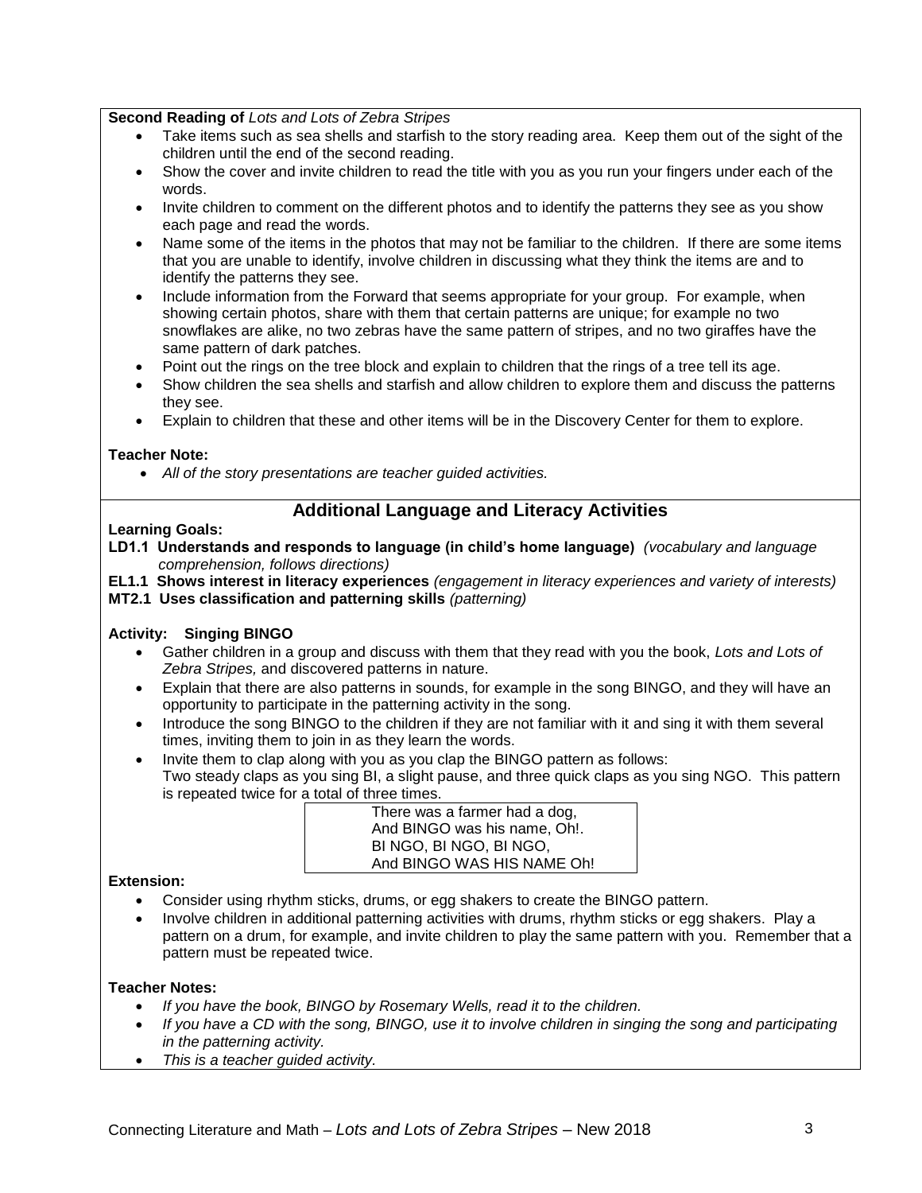**Second Reading of** *Lots and Lots of Zebra Stripes*

- Take items such as sea shells and starfish to the story reading area. Keep them out of the sight of the children until the end of the second reading.
- Show the cover and invite children to read the title with you as you run your fingers under each of the words.
- Invite children to comment on the different photos and to identify the patterns they see as you show each page and read the words.
- Name some of the items in the photos that may not be familiar to the children. If there are some items that you are unable to identify, involve children in discussing what they think the items are and to identify the patterns they see.
- Include information from the Forward that seems appropriate for your group. For example, when showing certain photos, share with them that certain patterns are unique; for example no two snowflakes are alike, no two zebras have the same pattern of stripes, and no two giraffes have the same pattern of dark patches.
- Point out the rings on the tree block and explain to children that the rings of a tree tell its age.
- Show children the sea shells and starfish and allow children to explore them and discuss the patterns they see.
- Explain to children that these and other items will be in the Discovery Center for them to explore.

**Teacher Note:**

- *All of the story presentations are teacher guided activities.*

## Additional Language and Literacy Activities

**Learning Goals:**

**LD1.1 Understands and responds to language (in child's home language)** *(vocabulary and language comprehension, follows directions)*

**EL1.1 Shows interest in literacy experiences** *(engagement in literacy experiences and variety of interests)*

**MT2.1 Uses classification and patterning skills** *(patterning)*

**Activity: Singing BINGO**

- Gather children in a group and discuss with them that they read with you the book, *Lots and Lots of Zebra Stripes,* and discovered patterns in nature.
- Explain that there are also patterns in sounds, for example in the song BINGO, and they will have an opportunity to participate in the patterning activity in the song.
- Introduce the song BINGO to the children if they are not familiar with it and sing it with them several times, inviting them to join in as they learn the words.
- Invite them to clap along with you as you clap the BINGO pattern as follows:
  Two steady claps as you sing BI, a slight pause, and three quick claps as you sing NGO. This pattern is repeated twice for a total of three times.

| There was a farmer had a dog,<br>And BINGO was his name, Oh!.<br>BI NGO, BI NGO, BI NGO,<br>And BINGO WAS HIS NAME Oh! |
|---|

**Extension:**

- Consider using rhythm sticks, drums, or egg shakers to create the BINGO pattern.
- Involve children in additional patterning activities with drums, rhythm sticks or egg shakers. Play a pattern on a drum, for example, and invite children to play the same pattern with you. Remember that a pattern must be repeated twice.

**Teacher Notes:**

- *If you have the book, BINGO by Rosemary Wells, read it to the children.*
- *If you have a CD with the song, BINGO, use it to involve children in singing the song and participating in the patterning activity.*
- *This is a teacher guided activity.*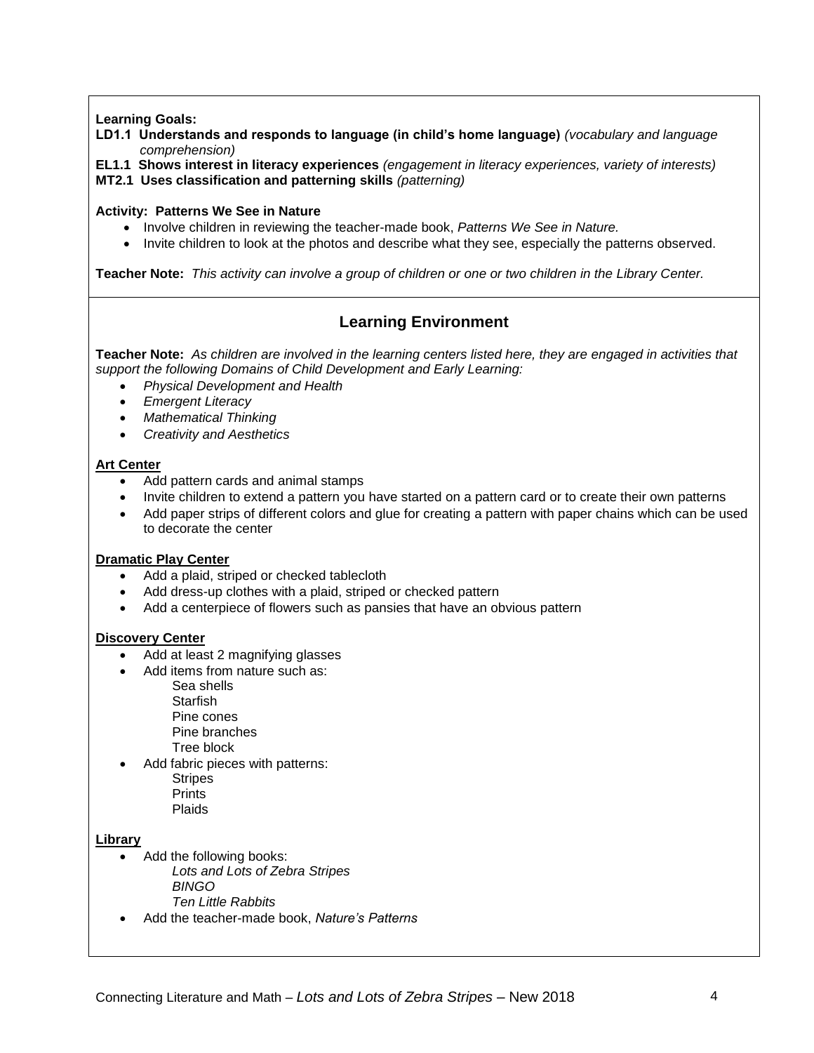**Learning Goals:**

**LD1.1 Understands and responds to language (in child's home language)** *(vocabulary and language comprehension)*

**EL1.1 Shows interest in literacy experiences** *(engagement in literacy experiences, variety of interests)*

**MT2.1 Uses classification and patterning skills** *(patterning)*

**Activity: Patterns We See in Nature**

- Involve children in reviewing the teacher-made book, *Patterns We See in Nature.*
- Invite children to look at the photos and describe what they see, especially the patterns observed.

**Teacher Note:** *This activity can involve a group of children or one or two children in the Library Center.*

## Learning Environment

**Teacher Note:** *As children are involved in the learning centers listed here, they are engaged in activities that support the following Domains of Child Development and Early Learning:*

- *Physical Development and Health*
- *Emergent Literacy*
- *Mathematical Thinking*
- *Creativity and Aesthetics*

**Art Center**

- Add pattern cards and animal stamps
- Invite children to extend a pattern you have started on a pattern card or to create their own patterns
- Add paper strips of different colors and glue for creating a pattern with paper chains which can be used to decorate the center

**Dramatic Play Center**

- Add a plaid, striped or checked tablecloth
- Add dress-up clothes with a plaid, striped or checked pattern
- Add a centerpiece of flowers such as pansies that have an obvious pattern

**Discovery Center**

- Add at least 2 magnifying glasses
- Add items from nature such as:
  - Sea shells
  - Starfish
  - Pine cones
  - Pine branches
  - Tree block
- Add fabric pieces with patterns:
  - Stripes
  - Prints
  - Plaids

**Library**

- Add the following books:
  - *Lots and Lots of Zebra Stripes*
  - *BINGO*
  - *Ten Little Rabbits*
- Add the teacher-made book, *Nature's Patterns*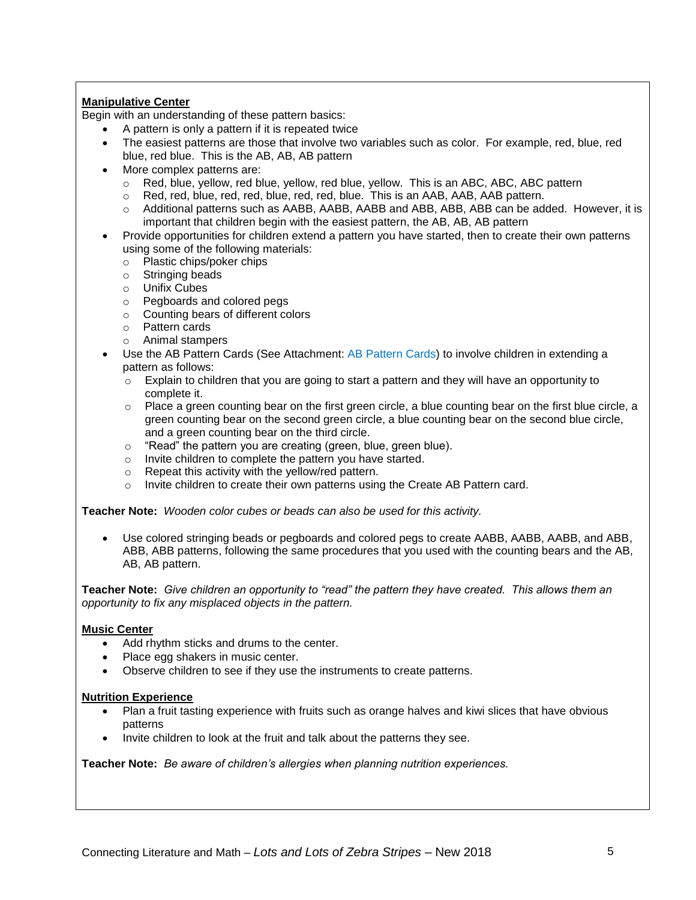**Manipulative Center**

Begin with an understanding of these pattern basics:

- A pattern is only a pattern if it is repeated twice
- The easiest patterns are those that involve two variables such as color. For example, red, blue, red blue, red blue. This is the AB, AB, AB pattern
- More complex patterns are:
  - Red, blue, yellow, red blue, yellow, red blue, yellow. This is an ABC, ABC, ABC pattern
  - Red, red, blue, red, red, blue, red, red, blue. This is an AAB, AAB, AAB pattern.
  - Additional patterns such as AABB, AABB, AABB and ABB, ABB, ABB can be added. However, it is important that children begin with the easiest pattern, the AB, AB, AB pattern
- Provide opportunities for children extend a pattern you have started, then to create their own patterns using some of the following materials:
  - Plastic chips/poker chips
  - Stringing beads
  - Unifix Cubes
  - Pegboards and colored pegs
  - Counting bears of different colors
  - Pattern cards
  - Animal stampers
- Use the AB Pattern Cards (See Attachment: AB Pattern Cards) to involve children in extending a pattern as follows:
  - Explain to children that you are going to start a pattern and they will have an opportunity to complete it.
  - Place a green counting bear on the first green circle, a blue counting bear on the first blue circle, a green counting bear on the second green circle, a blue counting bear on the second blue circle, and a green counting bear on the third circle.
  - "Read" the pattern you are creating (green, blue, green blue).
  - Invite children to complete the pattern you have started.
  - Repeat this activity with the yellow/red pattern.
  - Invite children to create their own patterns using the Create AB Pattern card.

**Teacher Note:** *Wooden color cubes or beads can also be used for this activity.*

- Use colored stringing beads or pegboards and colored pegs to create AABB, AABB, AABB, and ABB, ABB, ABB patterns, following the same procedures that you used with the counting bears and the AB, AB, AB pattern.

**Teacher Note:** *Give children an opportunity to "read" the pattern they have created. This allows them an opportunity to fix any misplaced objects in the pattern.*

**Music Center**

- Add rhythm sticks and drums to the center.
- Place egg shakers in music center.
- Observe children to see if they use the instruments to create patterns.

**Nutrition Experience**

- Plan a fruit tasting experience with fruits such as orange halves and kiwi slices that have obvious patterns
- Invite children to look at the fruit and talk about the patterns they see.

**Teacher Note:** *Be aware of children's allergies when planning nutrition experiences.*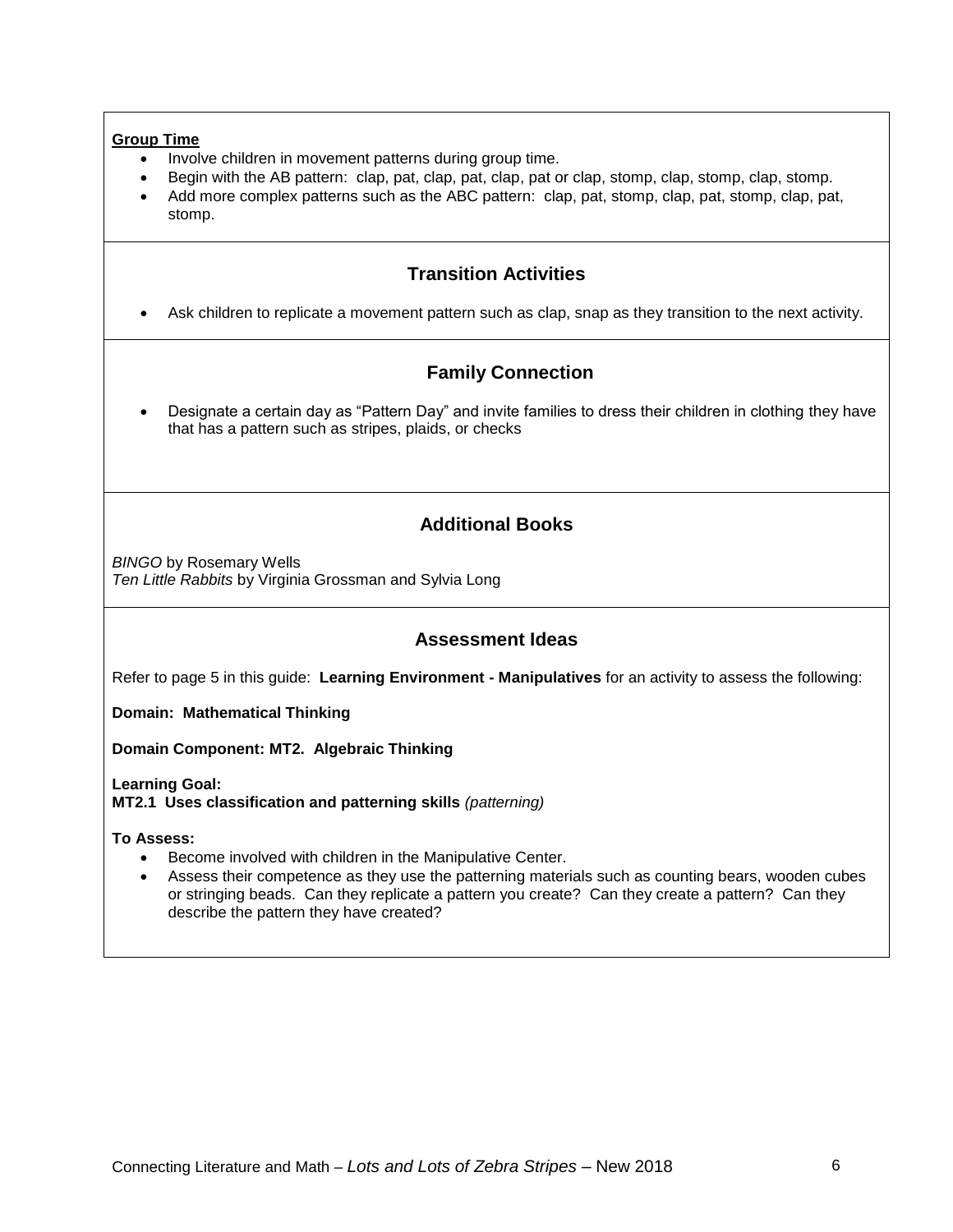**Group Time**

- Involve children in movement patterns during group time.
- Begin with the AB pattern: clap, pat, clap, pat, clap, pat or clap, stomp, clap, stomp, clap, stomp.
- Add more complex patterns such as the ABC pattern: clap, pat, stomp, clap, pat, stomp, clap, pat, stomp.

## Transition Activities

- Ask children to replicate a movement pattern such as clap, snap as they transition to the next activity.

## Family Connection

- Designate a certain day as "Pattern Day" and invite families to dress their children in clothing they have that has a pattern such as stripes, plaids, or checks

## Additional Books

*BINGO* by Rosemary Wells
*Ten Little Rabbits* by Virginia Grossman and Sylvia Long

## Assessment Ideas

Refer to page 5 in this guide: **Learning Environment - Manipulatives** for an activity to assess the following:

**Domain: Mathematical Thinking**

**Domain Component: MT2. Algebraic Thinking**

**Learning Goal:**
**MT2.1 Uses classification and patterning skills** *(patterning)*

**To Assess:**

- Become involved with children in the Manipulative Center.
- Assess their competence as they use the patterning materials such as counting bears, wooden cubes or stringing beads. Can they replicate a pattern you create? Can they create a pattern? Can they describe the pattern they have created?